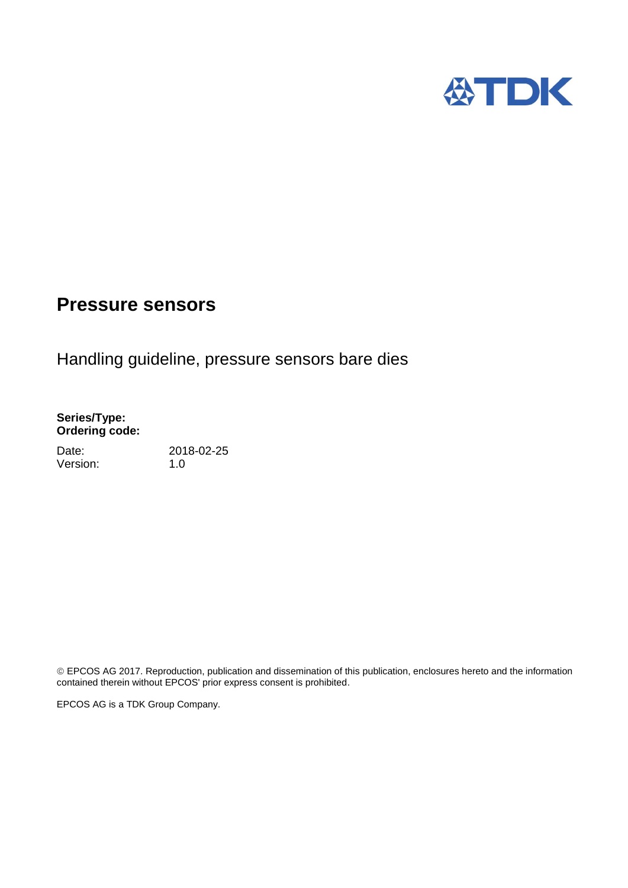# Pressure sensors

Handling guideline, pressure sensors bare dies

**Series/Type:**
**Ordering code:**

| | |
|---|---|
| Date: | 2018-02-25 |
| Version: | 1.0 |

© EPCOS AG 2017. Reproduction, publication and dissemination of this publication, enclosures hereto and the information contained therein without EPCOS' prior express consent is prohibited.

EPCOS AG is a TDK Group Company.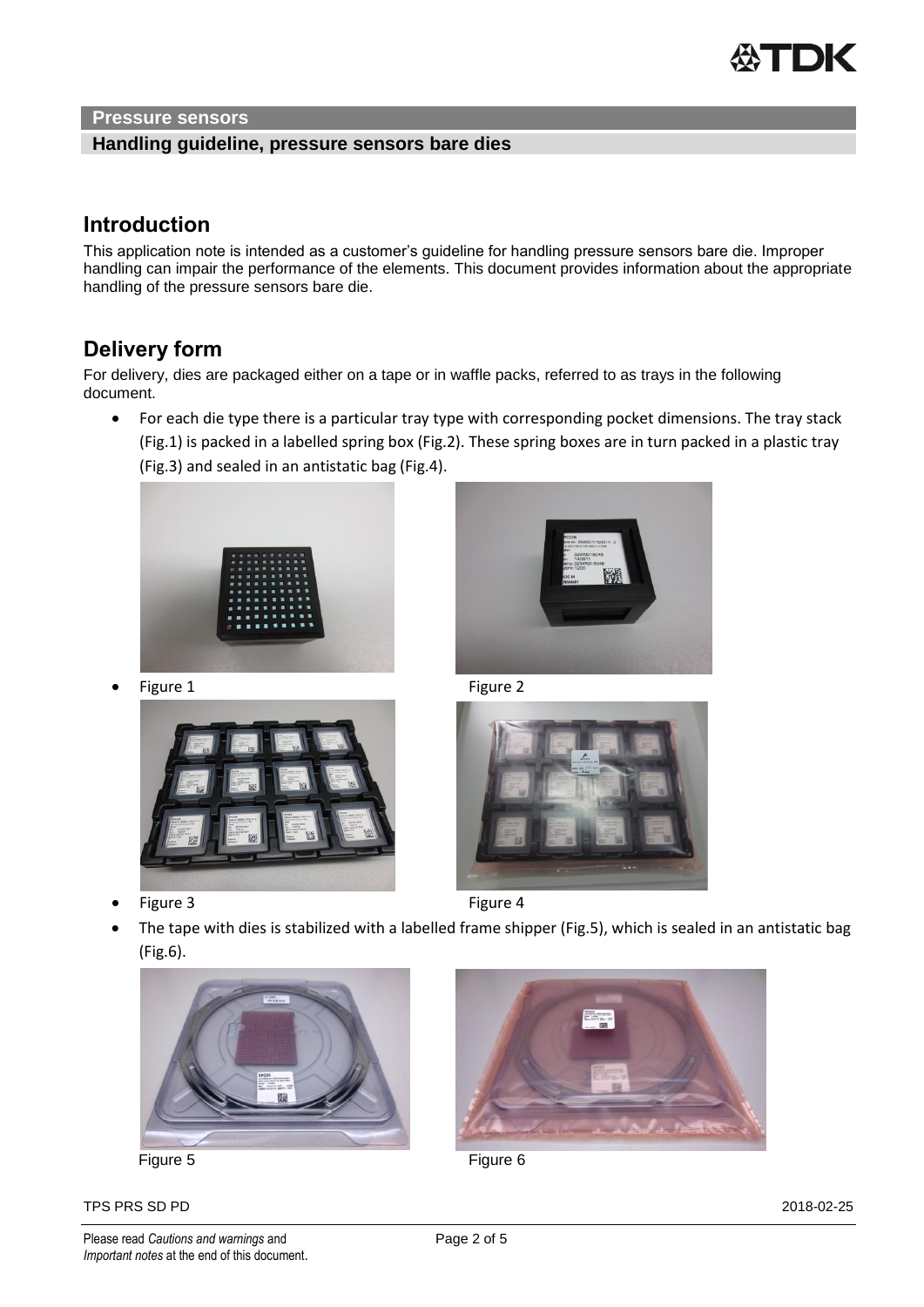**Pressure sensors**

**Handling guideline, pressure sensors bare dies**

## Introduction

This application note is intended as a customer's guideline for handling pressure sensors bare die. Improper handling can impair the performance of the elements. This document provides information about the appropriate handling of the pressure sensors bare die.

## Delivery form

For delivery, dies are packaged either on a tape or in waffle packs, referred to as trays in the following document.

- For each die type there is a particular tray type with corresponding pocket dimensions. The tray stack (Fig.1) is packed in a labelled spring box (Fig.2). These spring boxes are in turn packed in a plastic tray (Fig.3) and sealed in an antistatic bag (Fig.4).

- Figure 1 Figure 2

- Figure 3 Figure 4

- The tape with dies is stabilized with a labelled frame shipper (Fig.5), which is sealed in an antistatic bag (Fig.6).

Figure 5 Figure 6

TPS PRS SD PD 2018-02-25

Please read *Cautions and warnings* and *Important notes* at the end of this document.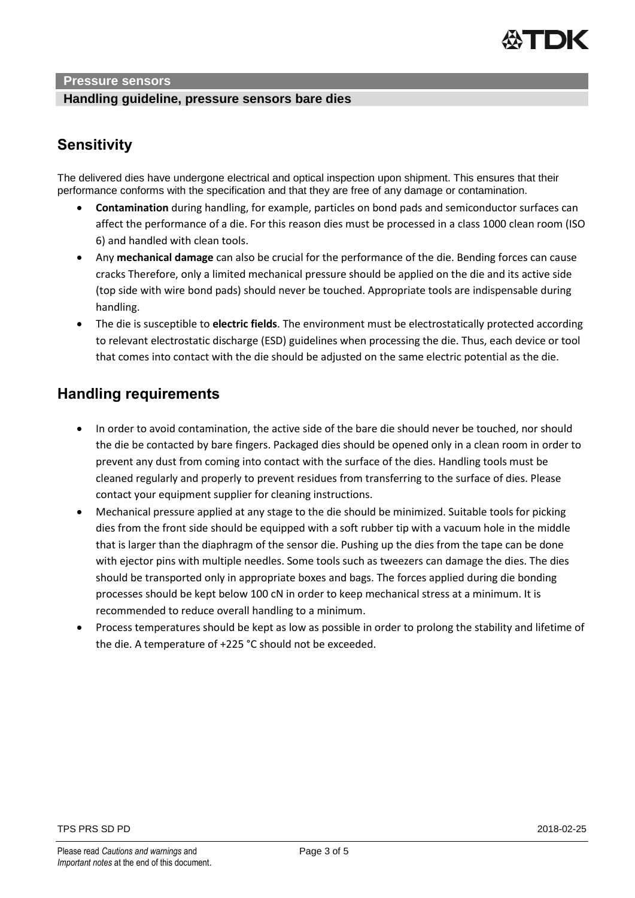## Sensitivity

The delivered dies have undergone electrical and optical inspection upon shipment. This ensures that their performance conforms with the specification and that they are free of any damage or contamination.

- **Contamination** during handling, for example, particles on bond pads and semiconductor surfaces can affect the performance of a die. For this reason dies must be processed in a class 1000 clean room (ISO 6) and handled with clean tools.
- Any **mechanical damage** can also be crucial for the performance of the die. Bending forces can cause cracks Therefore, only a limited mechanical pressure should be applied on the die and its active side (top side with wire bond pads) should never be touched. Appropriate tools are indispensable during handling.
- The die is susceptible to **electric fields**. The environment must be electrostatically protected according to relevant electrostatic discharge (ESD) guidelines when processing the die. Thus, each device or tool that comes into contact with the die should be adjusted on the same electric potential as the die.

## Handling requirements

- In order to avoid contamination, the active side of the bare die should never be touched, nor should the die be contacted by bare fingers. Packaged dies should be opened only in a clean room in order to prevent any dust from coming into contact with the surface of the dies. Handling tools must be cleaned regularly and properly to prevent residues from transferring to the surface of dies. Please contact your equipment supplier for cleaning instructions.
- Mechanical pressure applied at any stage to the die should be minimized. Suitable tools for picking dies from the front side should be equipped with a soft rubber tip with a vacuum hole in the middle that is larger than the diaphragm of the sensor die. Pushing up the dies from the tape can be done with ejector pins with multiple needles. Some tools such as tweezers can damage the dies. The dies should be transported only in appropriate boxes and bags. The forces applied during die bonding processes should be kept below 100 cN in order to keep mechanical stress at a minimum. It is recommended to reduce overall handling to a minimum.
- Process temperatures should be kept as low as possible in order to prolong the stability and lifetime of the die. A temperature of +225 °C should not be exceeded.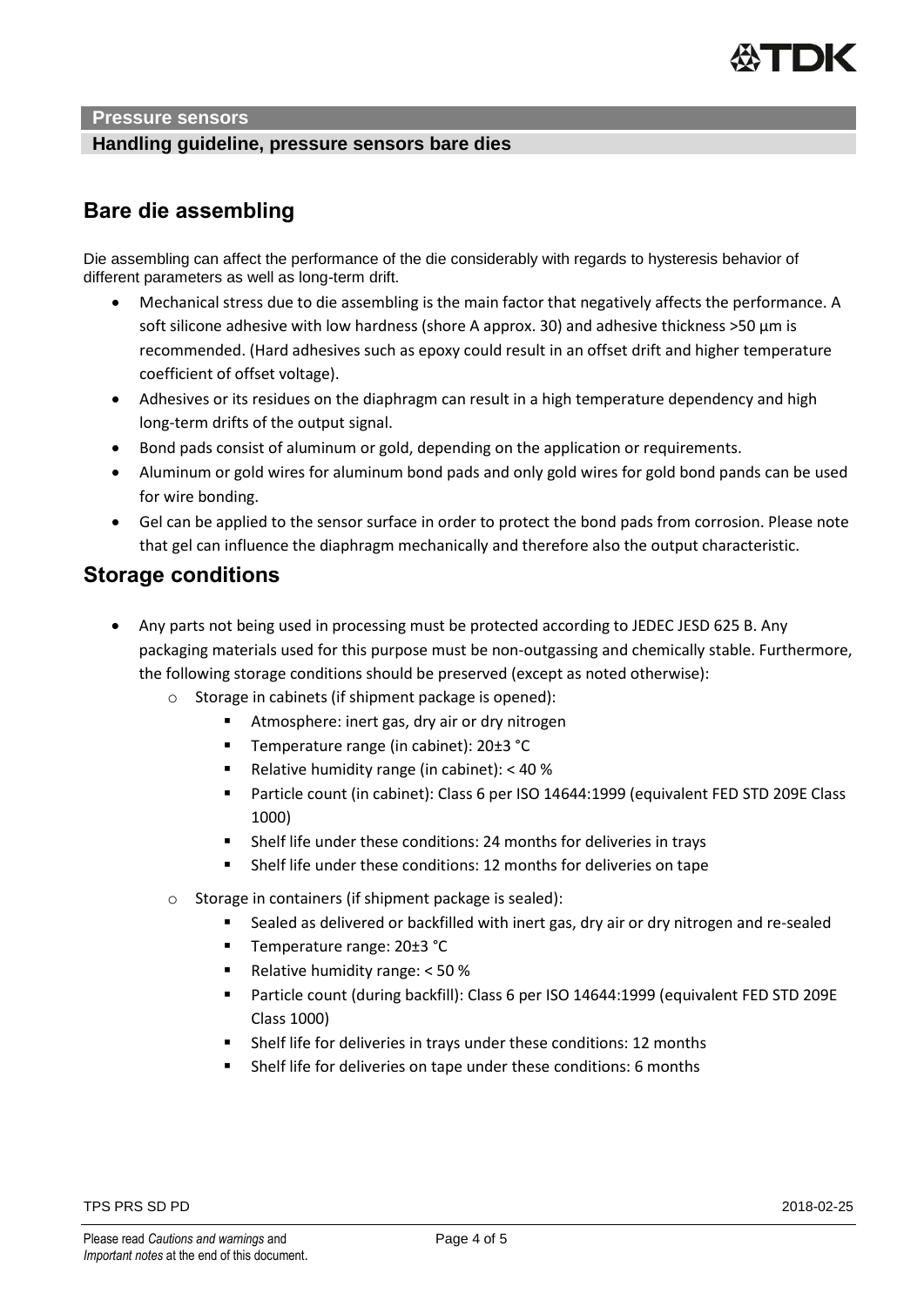## Bare die assembling

Die assembling can affect the performance of the die considerably with regards to hysteresis behavior of different parameters as well as long-term drift.

- Mechanical stress due to die assembling is the main factor that negatively affects the performance. A soft silicone adhesive with low hardness (shore A approx. 30) and adhesive thickness >50 µm is recommended. (Hard adhesives such as epoxy could result in an offset drift and higher temperature coefficient of offset voltage).
- Adhesives or its residues on the diaphragm can result in a high temperature dependency and high long-term drifts of the output signal.
- Bond pads consist of aluminum or gold, depending on the application or requirements.
- Aluminum or gold wires for aluminum bond pads and only gold wires for gold bond pands can be used for wire bonding.
- Gel can be applied to the sensor surface in order to protect the bond pads from corrosion. Please note that gel can influence the diaphragm mechanically and therefore also the output characteristic.

## Storage conditions

- Any parts not being used in processing must be protected according to JEDEC JESD 625 B. Any packaging materials used for this purpose must be non-outgassing and chemically stable. Furthermore, the following storage conditions should be preserved (except as noted otherwise):
  - Storage in cabinets (if shipment package is opened):
    - Atmosphere: inert gas, dry air or dry nitrogen
    - Temperature range (in cabinet): 20±3 °C
    - Relative humidity range (in cabinet): < 40 %
    - Particle count (in cabinet): Class 6 per ISO 14644:1999 (equivalent FED STD 209E Class 1000)
    - Shelf life under these conditions: 24 months for deliveries in trays
    - Shelf life under these conditions: 12 months for deliveries on tape
  - Storage in containers (if shipment package is sealed):
    - Sealed as delivered or backfilled with inert gas, dry air or dry nitrogen and re-sealed
    - Temperature range: 20±3 °C
    - Relative humidity range: < 50 %
    - Particle count (during backfill): Class 6 per ISO 14644:1999 (equivalent FED STD 209E Class 1000)
    - Shelf life for deliveries in trays under these conditions: 12 months
    - Shelf life for deliveries on tape under these conditions: 6 months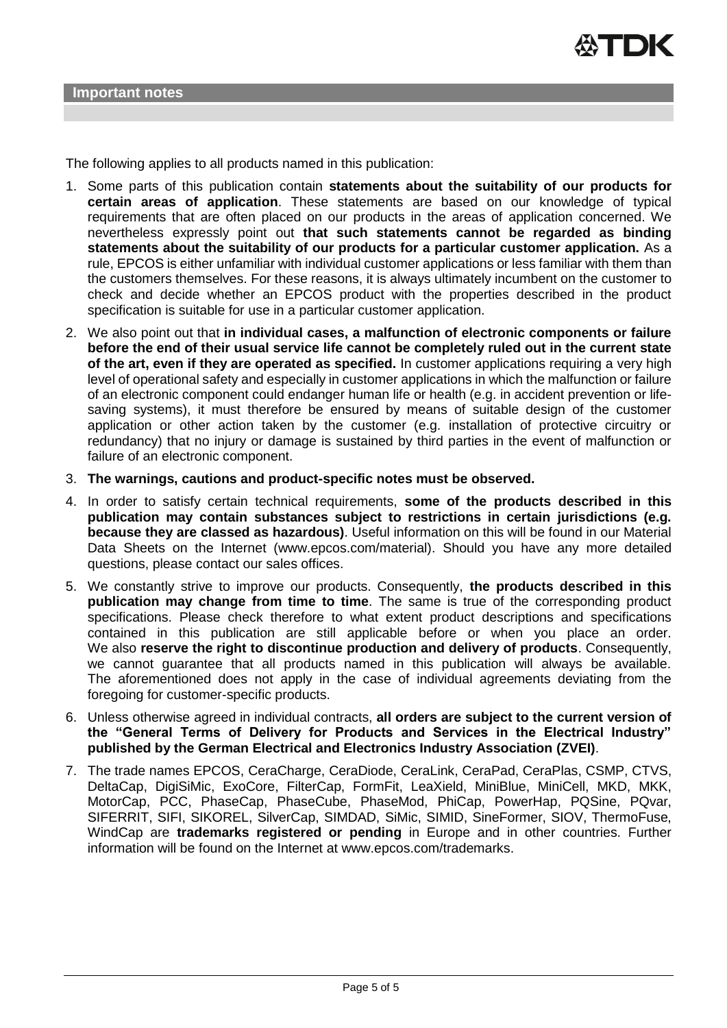## Important notes

The following applies to all products named in this publication:

1. Some parts of this publication contain **statements about the suitability of our products for certain areas of application**. These statements are based on our knowledge of typical requirements that are often placed on our products in the areas of application concerned. We nevertheless expressly point out **that such statements cannot be regarded as binding statements about the suitability of our products for a particular customer application.** As a rule, EPCOS is either unfamiliar with individual customer applications or less familiar with them than the customers themselves. For these reasons, it is always ultimately incumbent on the customer to check and decide whether an EPCOS product with the properties described in the product specification is suitable for use in a particular customer application.
2. We also point out that **in individual cases, a malfunction of electronic components or failure before the end of their usual service life cannot be completely ruled out in the current state of the art, even if they are operated as specified.** In customer applications requiring a very high level of operational safety and especially in customer applications in which the malfunction or failure of an electronic component could endanger human life or health (e.g. in accident prevention or life-saving systems), it must therefore be ensured by means of suitable design of the customer application or other action taken by the customer (e.g. installation of protective circuitry or redundancy) that no injury or damage is sustained by third parties in the event of malfunction or failure of an electronic component.
3. **The warnings, cautions and product-specific notes must be observed.**
4. In order to satisfy certain technical requirements, **some of the products described in this publication may contain substances subject to restrictions in certain jurisdictions (e.g. because they are classed as hazardous)**. Useful information on this will be found in our Material Data Sheets on the Internet (www.epcos.com/material). Should you have any more detailed questions, please contact our sales offices.
5. We constantly strive to improve our products. Consequently, **the products described in this publication may change from time to time**. The same is true of the corresponding product specifications. Please check therefore to what extent product descriptions and specifications contained in this publication are still applicable before or when you place an order. We also **reserve the right to discontinue production and delivery of products**. Consequently, we cannot guarantee that all products named in this publication will always be available. The aforementioned does not apply in the case of individual agreements deviating from the foregoing for customer-specific products.
6. Unless otherwise agreed in individual contracts, **all orders are subject to the current version of the "General Terms of Delivery for Products and Services in the Electrical Industry" published by the German Electrical and Electronics Industry Association (ZVEI)**.
7. The trade names EPCOS, CeraCharge, CeraDiode, CeraLink, CeraPad, CeraPlas, CSMP, CTVS, DeltaCap, DigiSiMic, ExoCore, FilterCap, FormFit, LeaXield, MiniBlue, MiniCell, MKD, MKK, MotorCap, PCC, PhaseCap, PhaseCube, PhaseMod, PhiCap, PowerHap, PQSine, PQvar, SIFERRIT, SIFI, SIKOREL, SilverCap, SIMDAD, SiMic, SIMID, SineFormer, SIOV, ThermoFuse, WindCap are **trademarks registered or pending** in Europe and in other countries. Further information will be found on the Internet at www.epcos.com/trademarks.